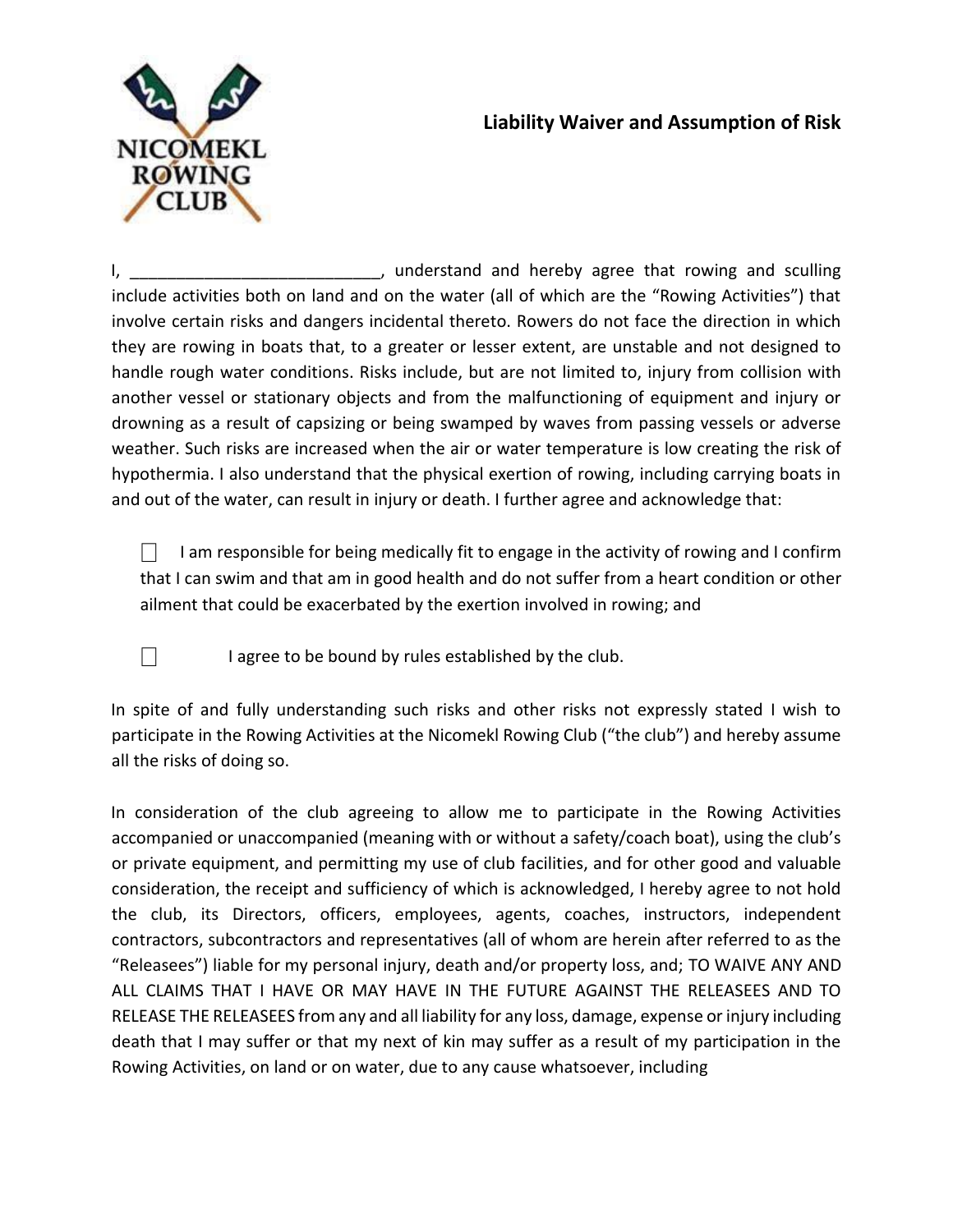NICOMEKL ROWING CLUB

## Liability Waiver and Assumption of Risk

I, ___________________________, understand and hereby agree that rowing and sculling include activities both on land and on the water (all of which are the "Rowing Activities") that involve certain risks and dangers incidental thereto. Rowers do not face the direction in which they are rowing in boats that, to a greater or lesser extent, are unstable and not designed to handle rough water conditions. Risks include, but are not limited to, injury from collision with another vessel or stationary objects and from the malfunctioning of equipment and injury or drowning as a result of capsizing or being swamped by waves from passing vessels or adverse weather. Such risks are increased when the air or water temperature is low creating the risk of hypothermia. I also understand that the physical exertion of rowing, including carrying boats in and out of the water, can result in injury or death. I further agree and acknowledge that:

- ☐ I am responsible for being medically fit to engage in the activity of rowing and I confirm that I can swim and that am in good health and do not suffer from a heart condition or other ailment that could be exacerbated by the exertion involved in rowing; and
- ☐ I agree to be bound by rules established by the club.

In spite of and fully understanding such risks and other risks not expressly stated I wish to participate in the Rowing Activities at the Nicomekl Rowing Club ("the club") and hereby assume all the risks of doing so.

In consideration of the club agreeing to allow me to participate in the Rowing Activities accompanied or unaccompanied (meaning with or without a safety/coach boat), using the club's or private equipment, and permitting my use of club facilities, and for other good and valuable consideration, the receipt and sufficiency of which is acknowledged, I hereby agree to not hold the club, its Directors, officers, employees, agents, coaches, instructors, independent contractors, subcontractors and representatives (all of whom are herein after referred to as the "Releasees") liable for my personal injury, death and/or property loss, and; TO WAIVE ANY AND ALL CLAIMS THAT I HAVE OR MAY HAVE IN THE FUTURE AGAINST THE RELEASEES AND TO RELEASE THE RELEASEES from any and all liability for any loss, damage, expense or injury including death that I may suffer or that my next of kin may suffer as a result of my participation in the Rowing Activities, on land or on water, due to any cause whatsoever, including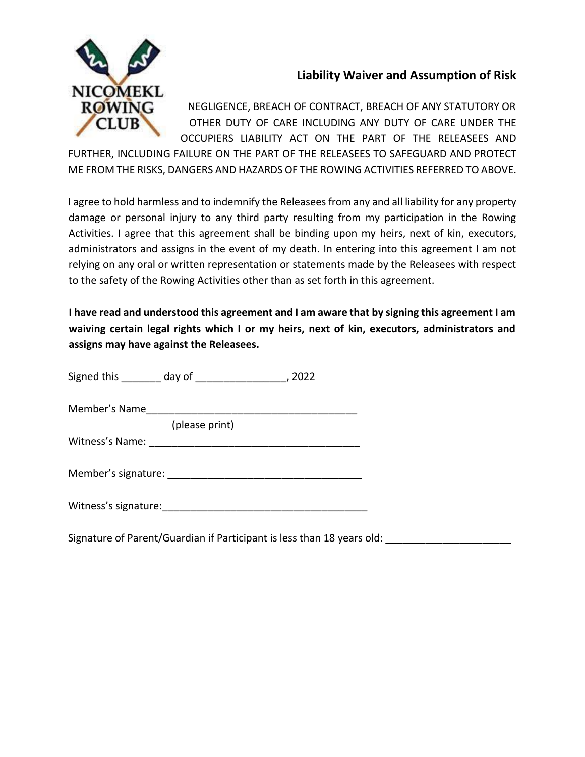## Liability Waiver and Assumption of Risk

NEGLIGENCE, BREACH OF CONTRACT, BREACH OF ANY STATUTORY OR OTHER DUTY OF CARE INCLUDING ANY DUTY OF CARE UNDER THE OCCUPIERS LIABILITY ACT ON THE PART OF THE RELEASEES AND FURTHER, INCLUDING FAILURE ON THE PART OF THE RELEASEES TO SAFEGUARD AND PROTECT ME FROM THE RISKS, DANGERS AND HAZARDS OF THE ROWING ACTIVITIES REFERRED TO ABOVE.

I agree to hold harmless and to indemnify the Releasees from any and all liability for any property damage or personal injury to any third party resulting from my participation in the Rowing Activities. I agree that this agreement shall be binding upon my heirs, next of kin, executors, administrators and assigns in the event of my death. In entering into this agreement I am not relying on any oral or written representation or statements made by the Releasees with respect to the safety of the Rowing Activities other than as set forth in this agreement.

**I have read and understood this agreement and I am aware that by signing this agreement I am waiving certain legal rights which I or my heirs, next of kin, executors, administrators and assigns may have against the Releasees.**

Signed this _______ day of _______________, 2022

Member's Name_____________________________________
(please print)

Witness's Name: _____________________________________

Member's signature: _________________________________

Witness's signature:__________________________________

Signature of Parent/Guardian if Participant is less than 18 years old: _____________________